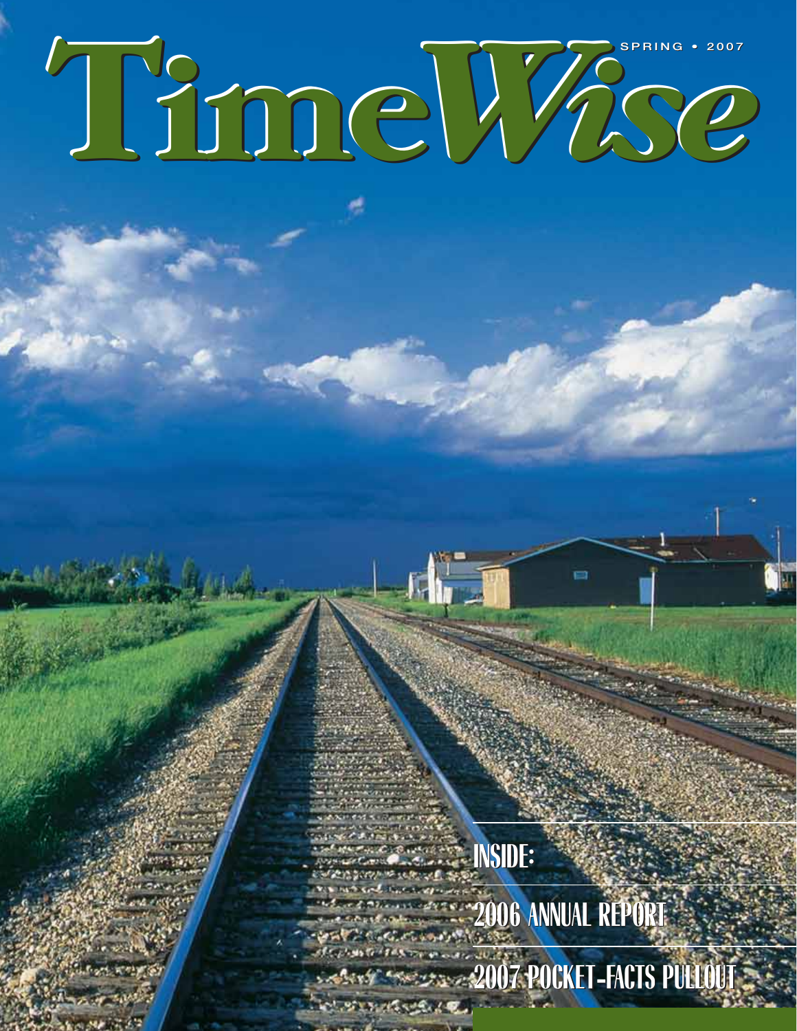# TimeWise

SPRING • 2007

INSIDE:

2006 ANNUAL REPORT

2007 POCKET-FACTS PULLOUT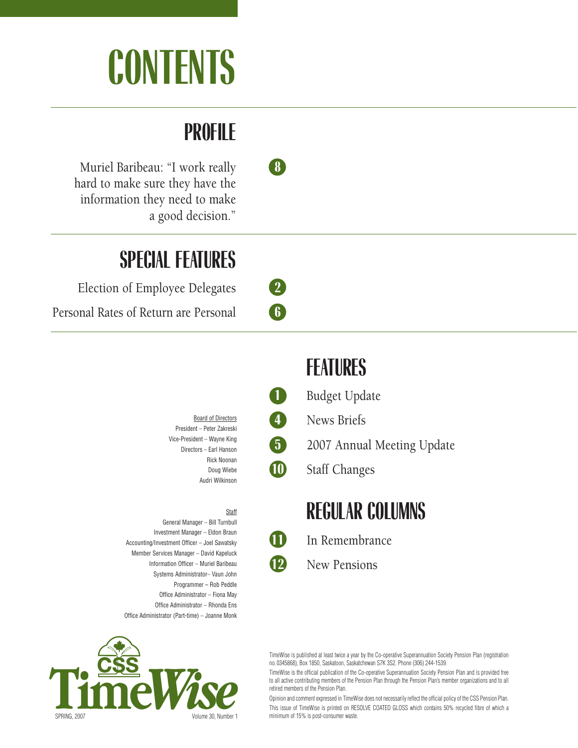# CONTENTS

## PROFILE

Muriel Baribeau: "I work really hard to make sure they have the information they need to make a good decision." 8

## SPECIAL FEATURES

Election of Employee Delegates 2

Personal Rates of Return are Personal 6

## FEATURES

1 Budget Update

4 News Briefs

5 2007 Annual Meeting Update

10 Staff Changes

## REGULAR COLUMNS

11 In Remembrance

12 New Pensions

Board of Directors
President – Peter Zakreski
Vice-President – Wayne King
Directors – Earl Hanson
Rick Noonan
Doug Wiebe
Audri Wilkinson

Staff
General Manager – Bill Turnbull
Investment Manager – Eldon Braun
Accounting/Investment Officer – Joel Sawatsky
Member Services Manager – David Kapeluck
Information Officer – Muriel Baribeau
Systems Administrator– Vaun John
Programmer – Rob Peddle
Office Administrator – Fiona May
Office Administrator – Rhonda Ens
Office Administrator (Part-time) – Joanne Monk

CSS TimeWise
SPRING, 2007 Volume 30, Number 1

TimeWise is published at least twice a year by the Co-operative Superannuation Society Pension Plan (registration no. 0345868), Box 1850, Saskatoon, Saskatchewan S7K 3S2. Phone (306) 244-1539.

TimeWise is the official publication of the Co-operative Superannuation Society Pension Plan and is provided free to all active contributing members of the Pension Plan through the Pension Plan's member organizations and to all retired members of the Pension Plan.

Opinion and comment expressed in TimeWise does not necessarily reflect the official policy of the CSS Pension Plan.

This issue of TimeWise is printed on RESOLVE COATED GLOSS which contains 50% recycled fibre of which a minimum of 15% is post-consumer waste.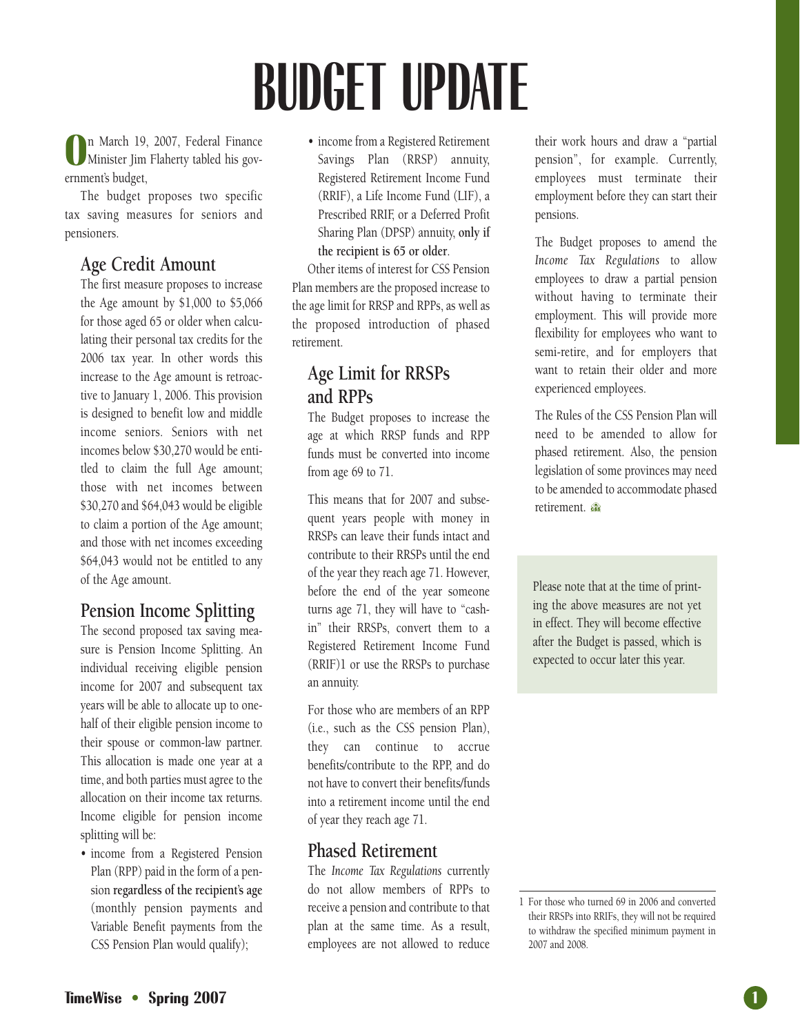# BUDGET UPDATE

On March 19, 2007, Federal Finance Minister Jim Flaherty tabled his government's budget,

The budget proposes two specific tax saving measures for seniors and pensioners.

## Age Credit Amount

The first measure proposes to increase the Age amount by $1,000 to $5,066 for those aged 65 or older when calculating their personal tax credits for the 2006 tax year. In other words this increase to the Age amount is retroactive to January 1, 2006. This provision is designed to benefit low and middle income seniors. Seniors with net incomes below $30,270 would be entitled to claim the full Age amount; those with net incomes between $30,270 and $64,043 would be eligible to claim a portion of the Age amount; and those with net incomes exceeding $64,043 would not be entitled to any of the Age amount.

## Pension Income Splitting

The second proposed tax saving measure is Pension Income Splitting. An individual receiving eligible pension income for 2007 and subsequent tax years will be able to allocate up to one-half of their eligible pension income to their spouse or common-law partner. This allocation is made one year at a time, and both parties must agree to the allocation on their income tax returns. Income eligible for pension income splitting will be:

- income from a Registered Pension Plan (RPP) paid in the form of a pension **regardless of the recipient's age** (monthly pension payments and Variable Benefit payments from the CSS Pension Plan would qualify);
- income from a Registered Retirement Savings Plan (RRSP) annuity, Registered Retirement Income Fund (RRIF), a Life Income Fund (LIF), a Prescribed RRIF, or a Deferred Profit Sharing Plan (DPSP) annuity, **only if the recipient is 65 or older**.

Other items of interest for CSS Pension Plan members are the proposed increase to the age limit for RRSP and RPPs, as well as the proposed introduction of phased retirement.

## Age Limit for RRSPs and RPPs

The Budget proposes to increase the age at which RRSP funds and RPP funds must be converted into income from age 69 to 71.

This means that for 2007 and subsequent years people with money in RRSPs can leave their funds intact and contribute to their RRSPs until the end of the year they reach age 71. However, before the end of the year someone turns age 71, they will have to "cash-in" their RRSPs, convert them to a Registered Retirement Income Fund (RRIF)[1] or use the RRSPs to purchase an annuity.

For those who are members of an RPP (i.e., such as the CSS pension Plan), they can continue to accrue benefits/contribute to the RPP, and do not have to convert their benefits/funds into a retirement income until the end of year they reach age 71.

## Phased Retirement

The *Income Tax Regulations* currently do not allow members of RPPs to receive a pension and contribute to that plan at the same time. As a result, employees are not allowed to reduce their work hours and draw a "partial pension", for example. Currently, employees must terminate their employment before they can start their pensions.

The Budget proposes to amend the *Income Tax Regulations* to allow employees to draw a partial pension without having to terminate their employment. This will provide more flexibility for employees who want to semi-retire, and for employers that want to retain their older and more experienced employees.

The Rules of the CSS Pension Plan will need to be amended to allow for phased retirement. Also, the pension legislation of some provinces may need to be amended to accommodate phased retirement.

> Please note that at the time of printing the above measures are not yet in effect. They will become effective after the Budget is passed, which is expected to occur later this year.

[1] For those who turned 69 in 2006 and converted their RRSPs into RRIFs, they will not be required to withdraw the specified minimum payment in 2007 and 2008.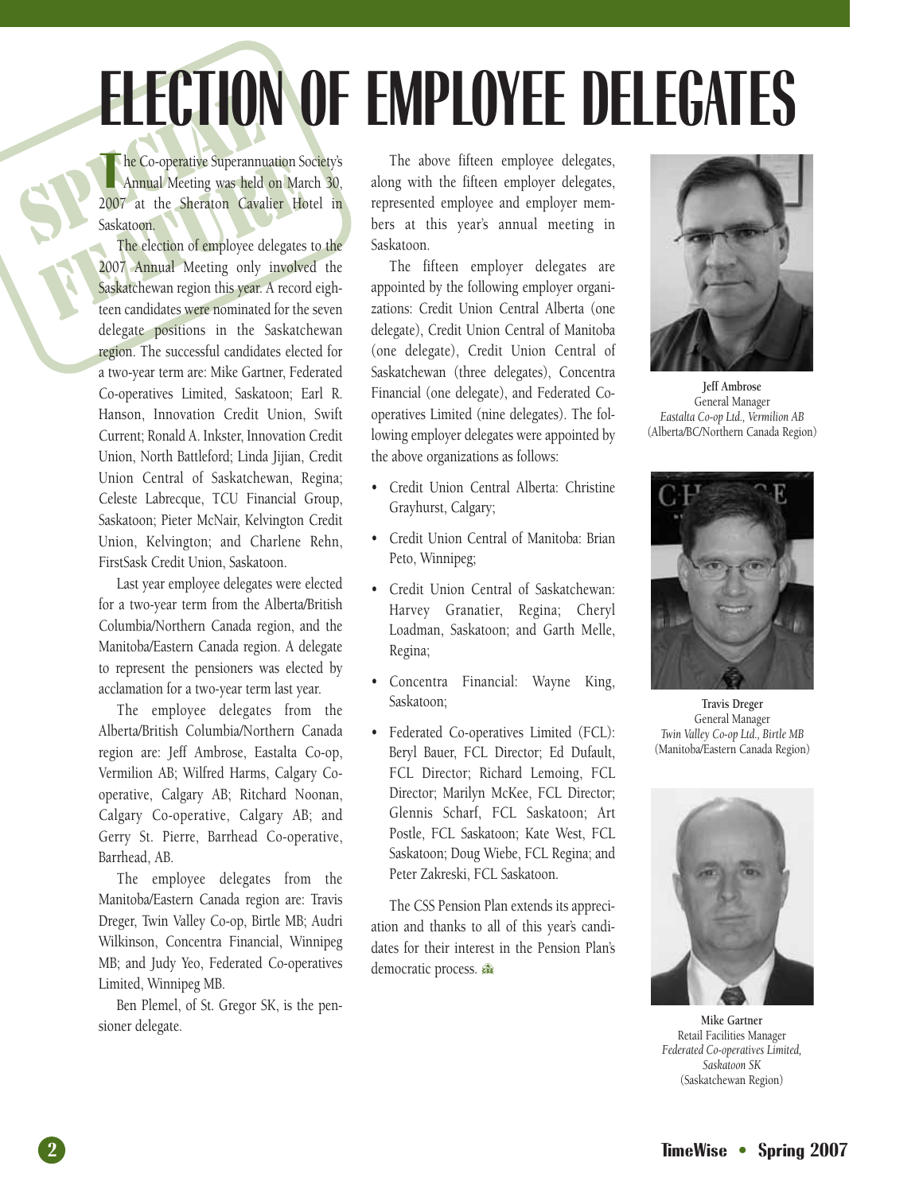# ELECTION OF EMPLOYEE DELEGATES

SPECIAL FEATURE

The Co-operative Superannuation Society's Annual Meeting was held on March 30, 2007 at the Sheraton Cavalier Hotel in Saskatoon.

The election of employee delegates to the 2007 Annual Meeting only involved the Saskatchewan region this year. A record eighteen candidates were nominated for the seven delegate positions in the Saskatchewan region. The successful candidates elected for a two-year term are: Mike Gartner, Federated Co-operatives Limited, Saskatoon; Earl R. Hanson, Innovation Credit Union, Swift Current; Ronald A. Inkster, Innovation Credit Union, North Battleford; Linda Jijian, Credit Union Central of Saskatchewan, Regina; Celeste Labrecque, TCU Financial Group, Saskatoon; Pieter McNair, Kelvington Credit Union, Kelvington; and Charlene Rehn, FirstSask Credit Union, Saskatoon.

Last year employee delegates were elected for a two-year term from the Alberta/British Columbia/Northern Canada region, and the Manitoba/Eastern Canada region. A delegate to represent the pensioners was elected by acclamation for a two-year term last year.

The employee delegates from the Alberta/British Columbia/Northern Canada region are: Jeff Ambrose, Eastalta Co-op, Vermilion AB; Wilfred Harms, Calgary Co-operative, Calgary AB; Ritchard Noonan, Calgary Co-operative, Calgary AB; and Gerry St. Pierre, Barrhead Co-operative, Barrhead, AB.

The employee delegates from the Manitoba/Eastern Canada region are: Travis Dreger, Twin Valley Co-op, Birtle MB; Audri Wilkinson, Concentra Financial, Winnipeg MB; and Judy Yeo, Federated Co-operatives Limited, Winnipeg MB.

Ben Plemel, of St. Gregor SK, is the pensioner delegate.

The above fifteen employee delegates, along with the fifteen employer delegates, represented employee and employer members at this year's annual meeting in Saskatoon.

The fifteen employer delegates are appointed by the following employer organizations: Credit Union Central Alberta (one delegate), Credit Union Central of Manitoba (one delegate), Credit Union Central of Saskatchewan (three delegates), Concentra Financial (one delegate), and Federated Co-operatives Limited (nine delegates). The following employer delegates were appointed by the above organizations as follows:

- Credit Union Central Alberta: Christine Grayhurst, Calgary;
- Credit Union Central of Manitoba: Brian Peto, Winnipeg;
- Credit Union Central of Saskatchewan: Harvey Granatier, Regina; Cheryl Loadman, Saskatoon; and Garth Melle, Regina;
- Concentra Financial: Wayne King, Saskatoon;
- Federated Co-operatives Limited (FCL): Beryl Bauer, FCL Director; Ed Dufault, FCL Director; Richard Lemoing, FCL Director; Marilyn McKee, FCL Director; Glennis Scharf, FCL Saskatoon; Art Postle, FCL Saskatoon; Kate West, FCL Saskatoon; Doug Wiebe, FCL Regina; and Peter Zakreski, FCL Saskatoon.

The CSS Pension Plan extends its appreciation and thanks to all of this year's candidates for their interest in the Pension Plan's democratic process.

**Jeff Ambrose**
General Manager
*Eastalta Co-op Ltd., Vermilion AB*
(Alberta/BC/Northern Canada Region)

**Travis Dreger**
General Manager
*Twin Valley Co-op Ltd., Birtle MB*
(Manitoba/Eastern Canada Region)

**Mike Gartner**
Retail Facilities Manager
*Federated Co-operatives Limited, Saskatoon SK*
(Saskatchewan Region)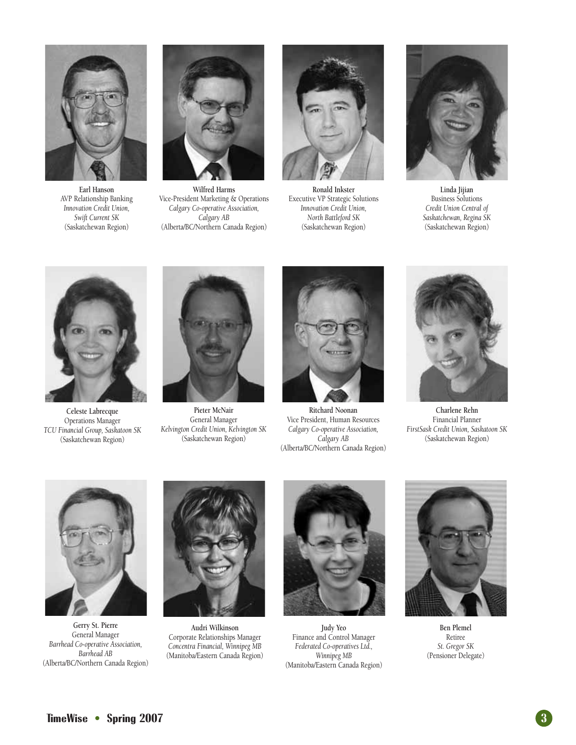**Earl Hanson**
AVP Relationship Banking
*Innovation Credit Union, Swift Current SK*
(Saskatchewan Region)

**Wilfred Harms**
Vice-President Marketing & Operations
*Calgary Co-operative Association, Calgary AB*
(Alberta/BC/Northern Canada Region)

**Ronald Inkster**
Executive VP Strategic Solutions
*Innovation Credit Union, North Battleford SK*
(Saskatchewan Region)

**Linda Jijian**
Business Solutions
*Credit Union Central of Saskatchewan, Regina SK*
(Saskatchewan Region)

**Celeste Labrecque**
Operations Manager
*TCU Financial Group, Saskatoon SK*
(Saskatchewan Region)

**Pieter McNair**
General Manager
*Kelvington Credit Union, Kelvington SK*
(Saskatchewan Region)

**Ritchard Noonan**
Vice President, Human Resources
*Calgary Co-operative Association, Calgary AB*
(Alberta/BC/Northern Canada Region)

**Charlene Rehn**
Financial Planner
*FirstSask Credit Union, Saskatoon SK*
(Saskatchewan Region)

**Gerry St. Pierre**
General Manager
*Barrhead Co-operative Association, Barrhead AB*
(Alberta/BC/Northern Canada Region)

**Audri Wilkinson**
Corporate Relationships Manager
*Concentra Financial, Winnipeg MB*
(Manitoba/Eastern Canada Region)

**Judy Yeo**
Finance and Control Manager
*Federated Co-operatives Ltd., Winnipeg MB*
(Manitoba/Eastern Canada Region)

**Ben Plemel**
Retiree
*St. Gregor SK*
(Pensioner Delegate)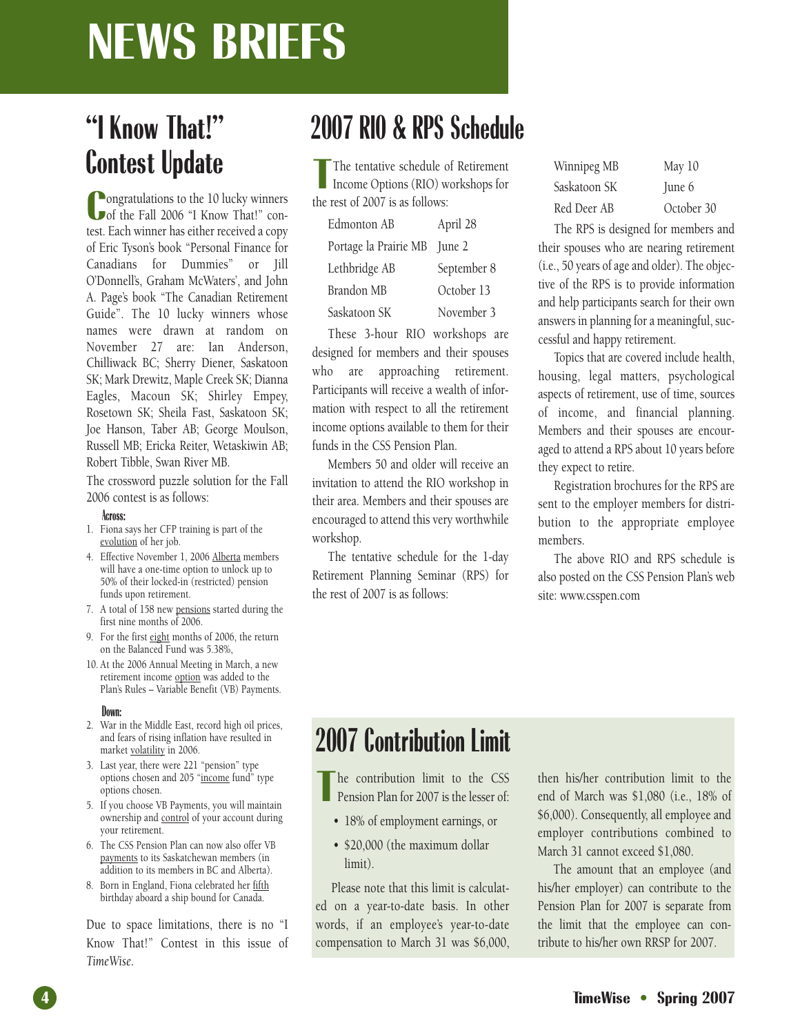# NEWS BRIEFS

## "I Know That!" Contest Update

Congratulations to the 10 lucky winners of the Fall 2006 "I Know That!" contest. Each winner has either received a copy of Eric Tyson's book "Personal Finance for Canadians for Dummies" or Jill O'Donnell's, Graham McWaters', and John A. Page's book "The Canadian Retirement Guide". The 10 lucky winners whose names were drawn at random on November 27 are: Ian Anderson, Chilliwack BC; Sherry Diener, Saskatoon SK; Mark Drewitz, Maple Creek SK; Dianna Eagles, Macoun SK; Shirley Empey, Rosetown SK; Sheila Fast, Saskatoon SK; Joe Hanson, Taber AB; George Moulson, Russell MB; Ericka Reiter, Wetaskiwin AB; Robert Tibble, Swan River MB.

The crossword puzzle solution for the Fall 2006 contest is as follows:

**Across:**

1. Fiona says her CFP training is part of the evolution of her job.
4. Effective November 1, 2006 Alberta members will have a one-time option to unlock up to 50% of their locked-in (restricted) pension funds upon retirement.
7. A total of 158 new pensions started during the first nine months of 2006.
9. For the first eight months of 2006, the return on the Balanced Fund was 5.38%,
10. At the 2006 Annual Meeting in March, a new retirement income option was added to the Plan's Rules – Variable Benefit (VB) Payments.

**Down:**

2. War in the Middle East, record high oil prices, and fears of rising inflation have resulted in market volatility in 2006.
3. Last year, there were 221 "pension" type options chosen and 205 "income fund" type options chosen.
5. If you choose VB Payments, you will maintain ownership and control of your account during your retirement.
6. The CSS Pension Plan can now also offer VB payments to its Saskatchewan members (in addition to its members in BC and Alberta).
8. Born in England, Fiona celebrated her fifth birthday aboard a ship bound for Canada.

Due to space limitations, there is no "I Know That!" Contest in this issue of *TimeWise*.

## 2007 RIO & RPS Schedule

The tentative schedule of Retirement Income Options (RIO) workshops for the rest of 2007 is as follows:

| Location | Date |
|---|---|
| Edmonton AB | April 28 |
| Portage la Prairie MB | June 2 |
| Lethbridge AB | September 8 |
| Brandon MB | October 13 |
| Saskatoon SK | November 3 |

These 3-hour RIO workshops are designed for members and their spouses who are approaching retirement. Participants will receive a wealth of information with respect to all the retirement income options available to them for their funds in the CSS Pension Plan.

Members 50 and older will receive an invitation to attend the RIO workshop in their area. Members and their spouses are encouraged to attend this very worthwhile workshop.

The tentative schedule for the 1-day Retirement Planning Seminar (RPS) for the rest of 2007 is as follows:

| Location | Date |
|---|---|
| Winnipeg MB | May 10 |
| Saskatoon SK | June 6 |
| Red Deer AB | October 30 |

The RPS is designed for members and their spouses who are nearing retirement (i.e., 50 years of age and older). The objective of the RPS is to provide information and help participants search for their own answers in planning for a meaningful, successful and happy retirement.

Topics that are covered include health, housing, legal matters, psychological aspects of retirement, use of time, sources of income, and financial planning. Members and their spouses are encouraged to attend a RPS about 10 years before they expect to retire.

Registration brochures for the RPS are sent to the employer members for distribution to the appropriate employee members.

The above RIO and RPS schedule is also posted on the CSS Pension Plan's web site: www.csspen.com

## 2007 Contribution Limit

The contribution limit to the CSS Pension Plan for 2007 is the lesser of:

- 18% of employment earnings, or
- $20,000 (the maximum dollar limit).

Please note that this limit is calculated on a year-to-date basis. In other words, if an employee's year-to-date compensation to March 31 was $6,000, then his/her contribution limit to the end of March was $1,080 (i.e., 18% of $6,000). Consequently, all employee and employer contributions combined to March 31 cannot exceed $1,080.

The amount that an employee (and his/her employer) can contribute to the Pension Plan for 2007 is separate from the limit that the employee can contribute to his/her own RRSP for 2007.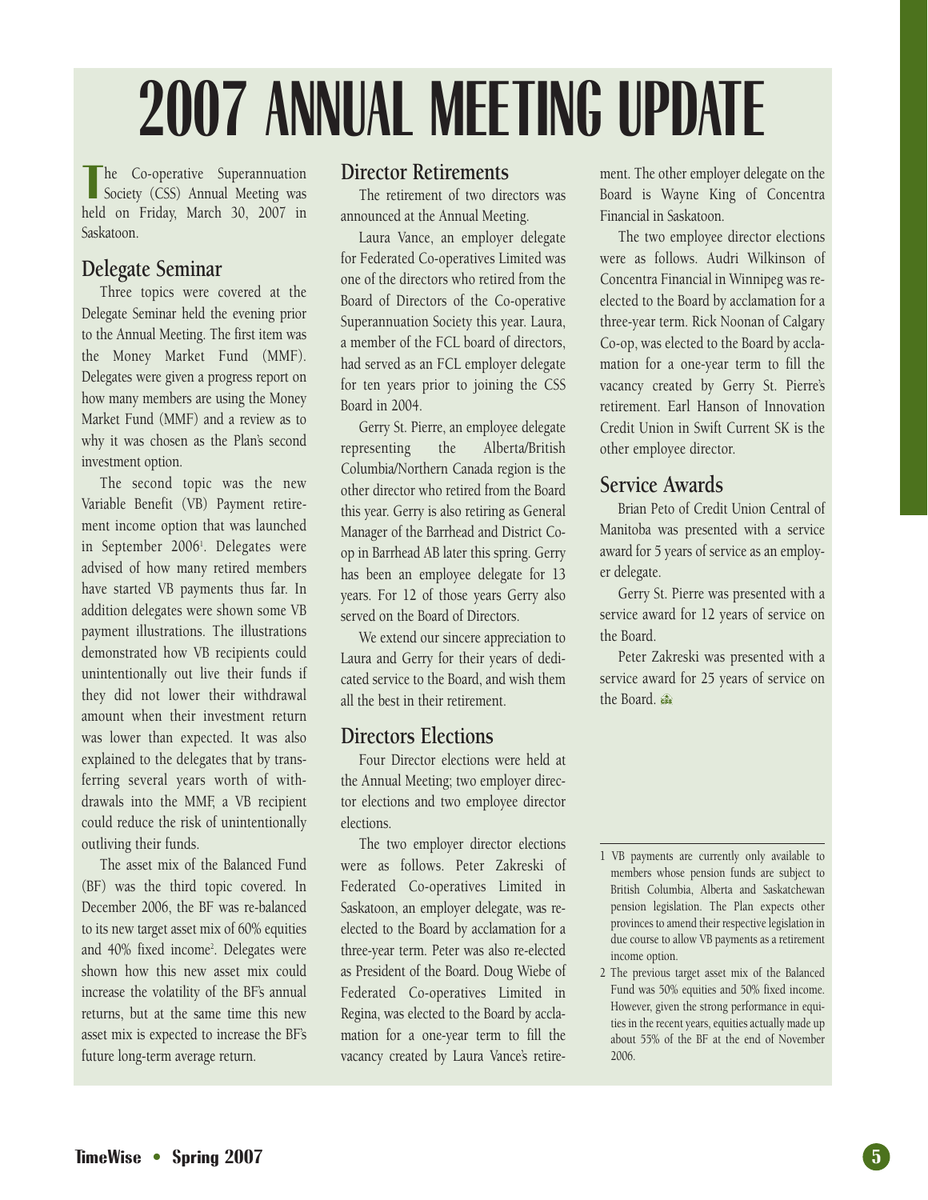# 2007 ANNUAL MEETING UPDATE

The Co-operative Superannuation Society (CSS) Annual Meeting was held on Friday, March 30, 2007 in Saskatoon.

## Delegate Seminar

Three topics were covered at the Delegate Seminar held the evening prior to the Annual Meeting. The first item was the Money Market Fund (MMF). Delegates were given a progress report on how many members are using the Money Market Fund (MMF) and a review as to why it was chosen as the Plan's second investment option.

The second topic was the new Variable Benefit (VB) Payment retirement income option that was launched in September 2006[1]. Delegates were advised of how many retired members have started VB payments thus far. In addition delegates were shown some VB payment illustrations. The illustrations demonstrated how VB recipients could unintentionally out live their funds if they did not lower their withdrawal amount when their investment return was lower than expected. It was also explained to the delegates that by transferring several years worth of withdrawals into the MMF, a VB recipient could reduce the risk of unintentionally outliving their funds.

The asset mix of the Balanced Fund (BF) was the third topic covered. In December 2006, the BF was re-balanced to its new target asset mix of 60% equities and 40% fixed income[2]. Delegates were shown how this new asset mix could increase the volatility of the BF's annual returns, but at the same time this new asset mix is expected to increase the BF's future long-term average return.

## Director Retirements

The retirement of two directors was announced at the Annual Meeting.

Laura Vance, an employer delegate for Federated Co-operatives Limited was one of the directors who retired from the Board of Directors of the Co-operative Superannuation Society this year. Laura, a member of the FCL board of directors, had served as an FCL employer delegate for ten years prior to joining the CSS Board in 2004.

Gerry St. Pierre, an employee delegate representing the Alberta/British Columbia/Northern Canada region is the other director who retired from the Board this year. Gerry is also retiring as General Manager of the Barrhead and District Co-op in Barrhead AB later this spring. Gerry has been an employee delegate for 13 years. For 12 of those years Gerry also served on the Board of Directors.

We extend our sincere appreciation to Laura and Gerry for their years of dedicated service to the Board, and wish them all the best in their retirement.

## Directors Elections

Four Director elections were held at the Annual Meeting; two employer director elections and two employee director elections.

The two employer director elections were as follows. Peter Zakreski of Federated Co-operatives Limited in Saskatoon, an employer delegate, was re-elected to the Board by acclamation for a three-year term. Peter was also re-elected as President of the Board. Doug Wiebe of Federated Co-operatives Limited in Regina, was elected to the Board by acclamation for a one-year term to fill the vacancy created by Laura Vance's retirement. The other employer delegate on the Board is Wayne King of Concentra Financial in Saskatoon.

The two employee director elections were as follows. Audri Wilkinson of Concentra Financial in Winnipeg was re-elected to the Board by acclamation for a three-year term. Rick Noonan of Calgary Co-op, was elected to the Board by acclamation for a one-year term to fill the vacancy created by Gerry St. Pierre's retirement. Earl Hanson of Innovation Credit Union in Swift Current SK is the other employee director.

## Service Awards

Brian Peto of Credit Union Central of Manitoba was presented with a service award for 5 years of service as an employer delegate.

Gerry St. Pierre was presented with a service award for 12 years of service on the Board.

Peter Zakreski was presented with a service award for 25 years of service on the Board.

---

1 VB payments are currently only available to members whose pension funds are subject to British Columbia, Alberta and Saskatchewan pension legislation. The Plan expects other provinces to amend their respective legislation in due course to allow VB payments as a retirement income option.

2 The previous target asset mix of the Balanced Fund was 50% equities and 50% fixed income. However, given the strong performance in equities in the recent years, equities actually made up about 55% of the BF at the end of November 2006.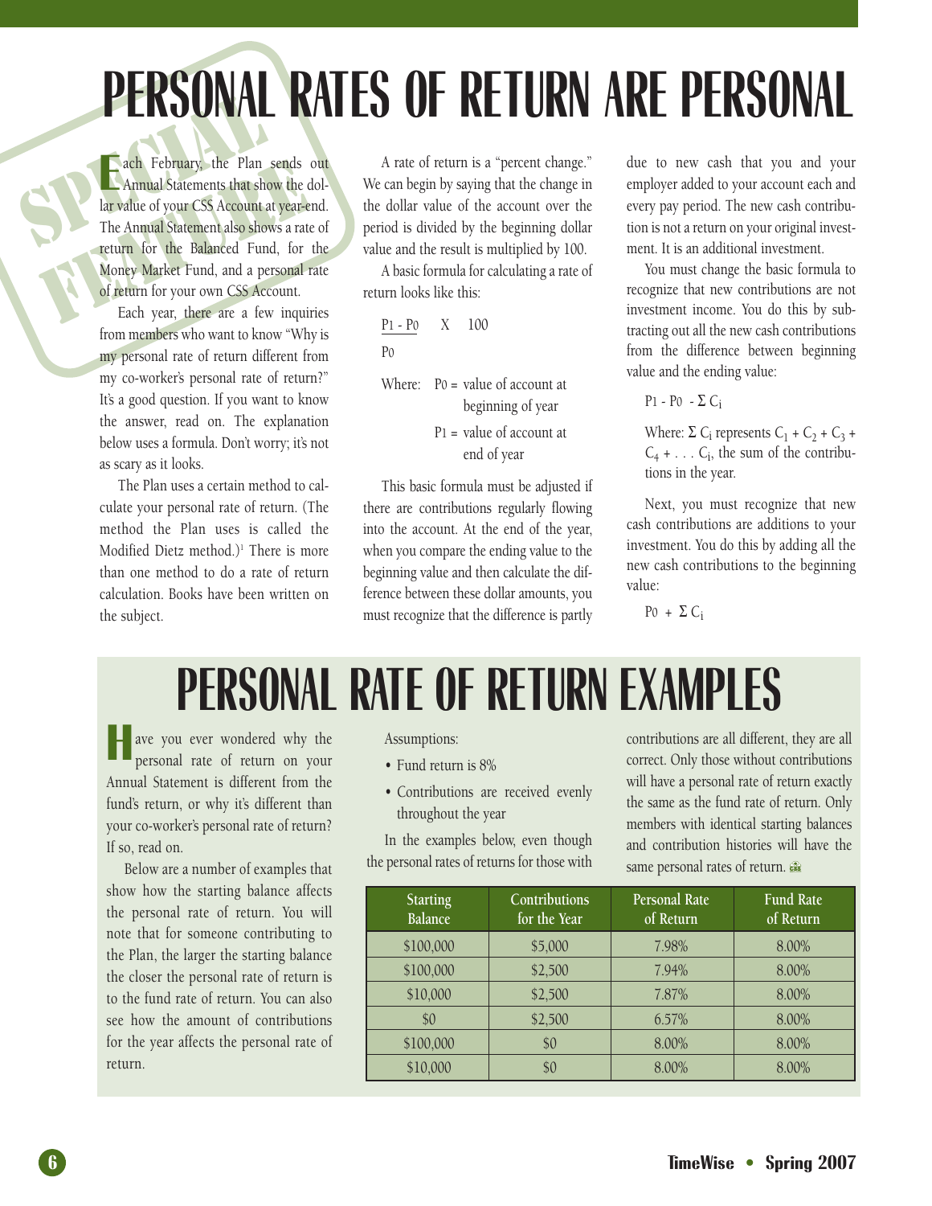# PERSONAL RATES OF RETURN ARE PERSONAL

SPECIAL FEATURE

Each February, the Plan sends out Annual Statements that show the dollar value of your CSS Account at year-end. The Annual Statement also shows a rate of return for the Balanced Fund, for the Money Market Fund, and a personal rate of return for your own CSS Account.

Each year, there are a few inquiries from members who want to know "Why is my personal rate of return different from my co-worker's personal rate of return?" It's a good question. If you want to know the answer, read on. The explanation below uses a formula. Don't worry; it's not as scary as it looks.

The Plan uses a certain method to calculate your personal rate of return. (The method the Plan uses is called the Modified Dietz method.)[1] There is more than one method to do a rate of return calculation. Books have been written on the subject.

A rate of return is a "percent change." We can begin by saying that the change in the dollar value of the account over the period is divided by the beginning dollar value and the result is multiplied by 100.

A basic formula for calculating a rate of return looks like this:

$$\frac{P_1 - P_0}{P_0} \times 100$$

Where: $P_0$ = value of account at beginning of year

$P_1$ = value of account at end of year

This basic formula must be adjusted if there are contributions regularly flowing into the account. At the end of the year, when you compare the ending value to the beginning value and then calculate the difference between these dollar amounts, you must recognize that the difference is partly due to new cash that you and your employer added to your account each and every pay period. The new cash contribution is not a return on your original investment. It is an additional investment.

You must change the basic formula to recognize that new contributions are not investment income. You do this by subtracting out all the new cash contributions from the difference between beginning value and the ending value:

$$P_1 - P_0 - \Sigma C_i$$

Where: $\Sigma C_i$ represents $C_1 + C_2 + C_3 + C_4 + \ldots C_i$, the sum of the contributions in the year.

Next, you must recognize that new cash contributions are additions to your investment. You do this by adding all the new cash contributions to the beginning value:

$$P_0 + \Sigma C_i$$

# PERSONAL RATE OF RETURN EXAMPLES

Have you ever wondered why the personal rate of return on your Annual Statement is different from the fund's return, or why it's different than your co-worker's personal rate of return? If so, read on.

Below are a number of examples that show how the starting balance affects the personal rate of return. You will note that for someone contributing to the Plan, the larger the starting balance the closer the personal rate of return is to the fund rate of return. You can also see how the amount of contributions for the year affects the personal rate of return.

Assumptions:

- Fund return is 8%
- Contributions are received evenly throughout the year

In the examples below, even though the personal rates of returns for those with contributions are all different, they are all correct. Only those without contributions will have a personal rate of return exactly the same as the fund rate of return. Only members with identical starting balances and contribution histories will have the same personal rates of return.

| Starting Balance | Contributions for the Year | Personal Rate of Return | Fund Rate of Return |
|---|---|---|---|
| $100,000 | $5,000 | 7.98% | 8.00% |
| $100,000 | $2,500 | 7.94% | 8.00% |
| $10,000 | $2,500 | 7.87% | 8.00% |
| $0 | $2,500 | 6.57% | 8.00% |
| $100,000 | $0 | 8.00% | 8.00% |
| $10,000 | $0 | 8.00% | 8.00% |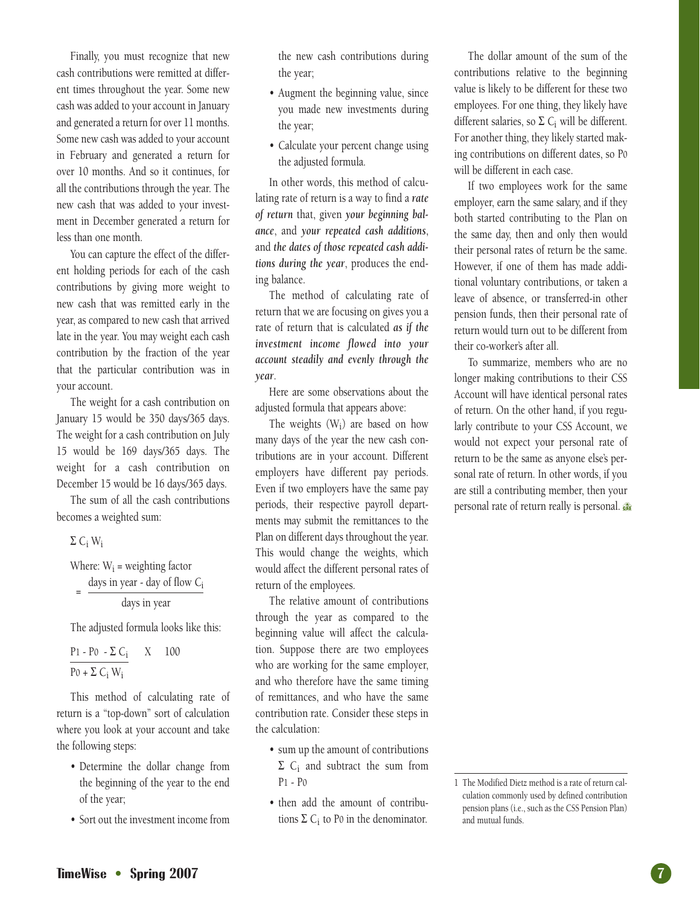Finally, you must recognize that new cash contributions were remitted at different times throughout the year. Some new cash was added to your account in January and generated a return for over 11 months. Some new cash was added to your account in February and generated a return for over 10 months. And so it continues, for all the contributions through the year. The new cash that was added to your investment in December generated a return for less than one month.

You can capture the effect of the different holding periods for each of the cash contributions by giving more weight to new cash that was remitted early in the year, as compared to new cash that arrived late in the year. You may weight each cash contribution by the fraction of the year that the particular contribution was in your account.

The weight for a cash contribution on January 15 would be 350 days/365 days. The weight for a cash contribution on July 15 would be 169 days/365 days. The weight for a cash contribution on December 15 would be 16 days/365 days.

The sum of all the cash contributions becomes a weighted sum:

$$\Sigma \, C_i \, W_i$$

Where: $W_i$ = weighting factor

$$= \frac{\text{days in year - day of flow } C_i}{\text{days in year}}$$

The adjusted formula looks like this:

$$\frac{P_1 - P_0 - \Sigma \, C_i}{P_0 + \Sigma \, C_i \, W_i} \quad \text{X} \quad 100$$

This method of calculating rate of return is a "top-down" sort of calculation where you look at your account and take the following steps:

- Determine the dollar change from the beginning of the year to the end of the year;
- Sort out the investment income from the new cash contributions during the year;
- Augment the beginning value, since you made new investments during the year;
- Calculate your percent change using the adjusted formula.

In other words, this method of calculating rate of return is a way to find a ***rate of return*** that, given ***your beginning balance***, and ***your repeated cash additions***, and ***the dates of those repeated cash additions during the year***, produces the ending balance.

The method of calculating rate of return that we are focusing on gives you a rate of return that is calculated ***as if the investment income flowed into your account steadily and evenly through the year***.

Here are some observations about the adjusted formula that appears above:

The weights ($W_i$) are based on how many days of the year the new cash contributions are in your account. Different employers have different pay periods. Even if two employers have the same pay periods, their respective payroll departments may submit the remittances to the Plan on different days throughout the year. This would change the weights, which would affect the different personal rates of return of the employees.

The relative amount of contributions through the year as compared to the beginning value will affect the calculation. Suppose there are two employees who are working for the same employer, and who therefore have the same timing of remittances, and who have the same contribution rate. Consider these steps in the calculation:

- sum up the amount of contributions $\Sigma \, C_i$ and subtract the sum from $P_1 - P_0$
- then add the amount of contributions $\Sigma \, C_i$ to $P_0$ in the denominator.

The dollar amount of the sum of the contributions relative to the beginning value is likely to be different for these two employees. For one thing, they likely have different salaries, so $\Sigma \, C_i$ will be different. For another thing, they likely started making contributions on different dates, so $P_0$ will be different in each case.

If two employees work for the same employer, earn the same salary, and if they both started contributing to the Plan on the same day, then and only then would their personal rates of return be the same. However, if one of them has made additional voluntary contributions, or taken a leave of absence, or transferred-in other pension funds, then their personal rate of return would turn out to be different from their co-worker's after all.

To summarize, members who are no longer making contributions to their CSS Account will have identical personal rates of return. On the other hand, if you regularly contribute to your CSS Account, we would not expect your personal rate of return to be the same as anyone else's personal rate of return. In other words, if you are still a contributing member, then your personal rate of return really is personal.

---

1 The Modified Dietz method is a rate of return calculation commonly used by defined contribution pension plans (i.e., such as the CSS Pension Plan) and mutual funds.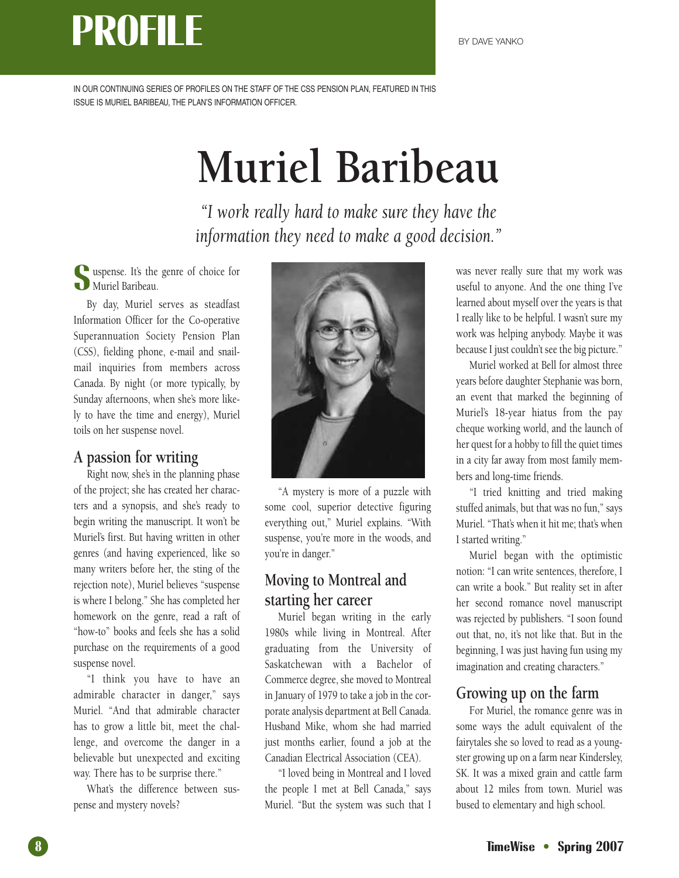# PROFILE

BY DAVE YANKO

IN OUR CONTINUING SERIES OF PROFILES ON THE STAFF OF THE CSS PENSION PLAN, FEATURED IN THIS ISSUE IS MURIEL BARIBEAU, THE PLAN'S INFORMATION OFFICER.

# Muriel Baribeau

*"I work really hard to make sure they have the information they need to make a good decision."*

Suspense. It's the genre of choice for Muriel Baribeau.

By day, Muriel serves as steadfast Information Officer for the Co-operative Superannuation Society Pension Plan (CSS), fielding phone, e-mail and snail-mail inquiries from members across Canada. By night (or more typically, by Sunday afternoons, when she's more likely to have the time and energy), Muriel toils on her suspense novel.

## A passion for writing

Right now, she's in the planning phase of the project; she has created her characters and a synopsis, and she's ready to begin writing the manuscript. It won't be Muriel's first. But having written in other genres (and having experienced, like so many writers before her, the sting of the rejection note), Muriel believes "suspense is where I belong." She has completed her homework on the genre, read a raft of "how-to" books and feels she has a solid purchase on the requirements of a good suspense novel.

"I think you have to have an admirable character in danger," says Muriel. "And that admirable character has to grow a little bit, meet the challenge, and overcome the danger in a believable but unexpected and exciting way. There has to be surprise there."

What's the difference between suspense and mystery novels?

"A mystery is more of a puzzle with some cool, superior detective figuring everything out," Muriel explains. "With suspense, you're more in the woods, and you're in danger."

## Moving to Montreal and starting her career

Muriel began writing in the early 1980s while living in Montreal. After graduating from the University of Saskatchewan with a Bachelor of Commerce degree, she moved to Montreal in January of 1979 to take a job in the corporate analysis department at Bell Canada. Husband Mike, whom she had married just months earlier, found a job at the Canadian Electrical Association (CEA).

"I loved being in Montreal and I loved the people I met at Bell Canada," says Muriel. "But the system was such that I was never really sure that my work was useful to anyone. And the one thing I've learned about myself over the years is that I really like to be helpful. I wasn't sure my work was helping anybody. Maybe it was because I just couldn't see the big picture."

Muriel worked at Bell for almost three years before daughter Stephanie was born, an event that marked the beginning of Muriel's 18-year hiatus from the pay cheque working world, and the launch of her quest for a hobby to fill the quiet times in a city far away from most family members and long-time friends.

"I tried knitting and tried making stuffed animals, but that was no fun," says Muriel. "That's when it hit me; that's when I started writing."

Muriel began with the optimistic notion: "I can write sentences, therefore, I can write a book." But reality set in after her second romance novel manuscript was rejected by publishers. "I soon found out that, no, it's not like that. But in the beginning, I was just having fun using my imagination and creating characters."

## Growing up on the farm

For Muriel, the romance genre was in some ways the adult equivalent of the fairytales she so loved to read as a youngster growing up on a farm near Kindersley, SK. It was a mixed grain and cattle farm about 12 miles from town. Muriel was bused to elementary and high school.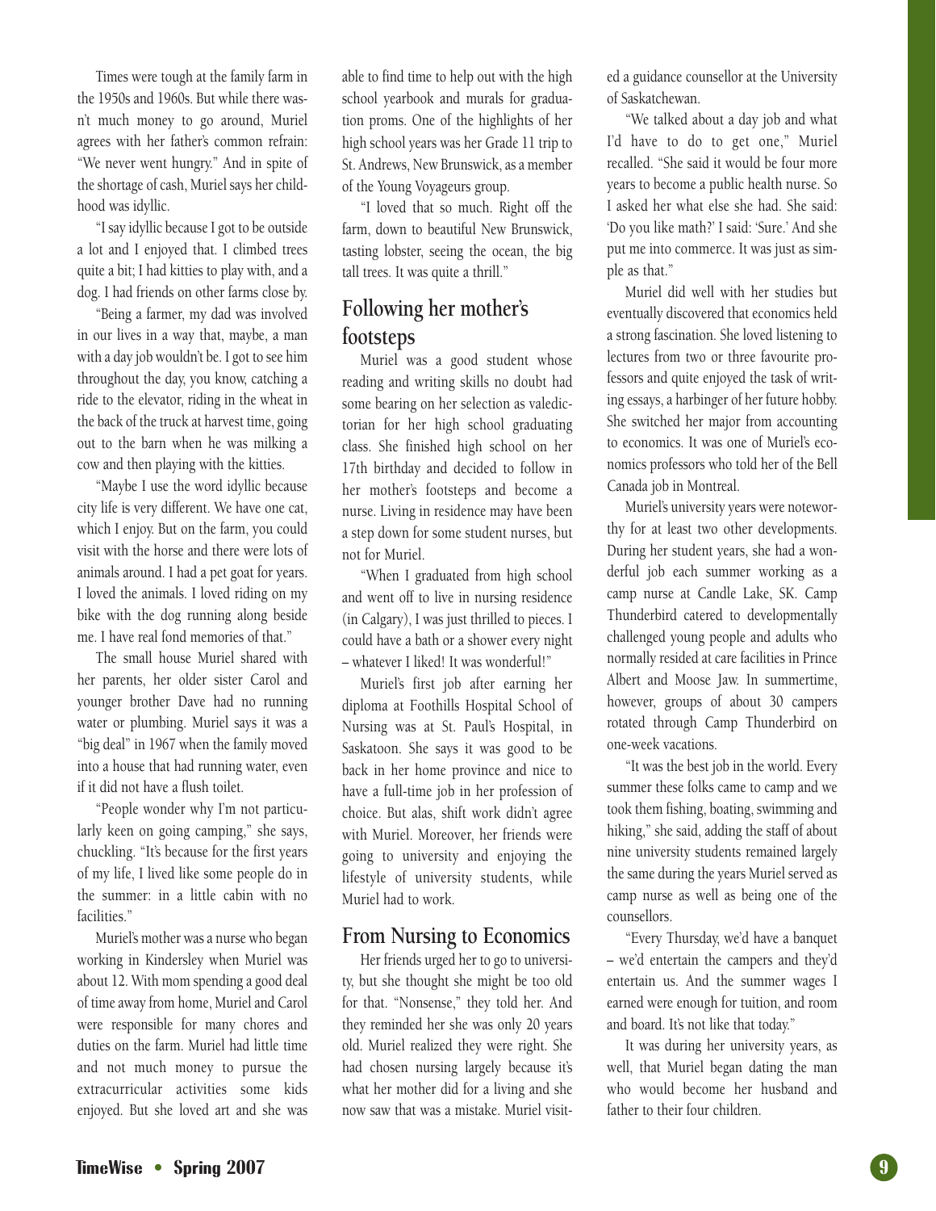Times were tough at the family farm in the 1950s and 1960s. But while there wasn't much money to go around, Muriel agrees with her father's common refrain: "We never went hungry." And in spite of the shortage of cash, Muriel says her childhood was idyllic.

"I say idyllic because I got to be outside a lot and I enjoyed that. I climbed trees quite a bit; I had kitties to play with, and a dog. I had friends on other farms close by.

"Being a farmer, my dad was involved in our lives in a way that, maybe, a man with a day job wouldn't be. I got to see him throughout the day, you know, catching a ride to the elevator, riding in the wheat in the back of the truck at harvest time, going out to the barn when he was milking a cow and then playing with the kitties.

"Maybe I use the word idyllic because city life is very different. We have one cat, which I enjoy. But on the farm, you could visit with the horse and there were lots of animals around. I had a pet goat for years. I loved the animals. I loved riding on my bike with the dog running along beside me. I have real fond memories of that."

The small house Muriel shared with her parents, her older sister Carol and younger brother Dave had no running water or plumbing. Muriel says it was a "big deal" in 1967 when the family moved into a house that had running water, even if it did not have a flush toilet.

"People wonder why I'm not particularly keen on going camping," she says, chuckling. "It's because for the first years of my life, I lived like some people do in the summer: in a little cabin with no facilities."

Muriel's mother was a nurse who began working in Kindersley when Muriel was about 12. With mom spending a good deal of time away from home, Muriel and Carol were responsible for many chores and duties on the farm. Muriel had little time and not much money to pursue the extracurricular activities some kids enjoyed. But she loved art and she was able to find time to help out with the high school yearbook and murals for graduation proms. One of the highlights of her high school years was her Grade 11 trip to St. Andrews, New Brunswick, as a member of the Young Voyageurs group.

"I loved that so much. Right off the farm, down to beautiful New Brunswick, tasting lobster, seeing the ocean, the big tall trees. It was quite a thrill."

## Following her mother's footsteps

Muriel was a good student whose reading and writing skills no doubt had some bearing on her selection as valedictorian for her high school graduating class. She finished high school on her 17th birthday and decided to follow in her mother's footsteps and become a nurse. Living in residence may have been a step down for some student nurses, but not for Muriel.

"When I graduated from high school and went off to live in nursing residence (in Calgary), I was just thrilled to pieces. I could have a bath or a shower every night – whatever I liked! It was wonderful!"

Muriel's first job after earning her diploma at Foothills Hospital School of Nursing was at St. Paul's Hospital, in Saskatoon. She says it was good to be back in her home province and nice to have a full-time job in her profession of choice. But alas, shift work didn't agree with Muriel. Moreover, her friends were going to university and enjoying the lifestyle of university students, while Muriel had to work.

## From Nursing to Economics

Her friends urged her to go to university, but she thought she might be too old for that. "Nonsense," they told her. And they reminded her she was only 20 years old. Muriel realized they were right. She had chosen nursing largely because it's what her mother did for a living and she now saw that was a mistake. Muriel visited a guidance counsellor at the University of Saskatchewan.

"We talked about a day job and what I'd have to do to get one," Muriel recalled. "She said it would be four more years to become a public health nurse. So I asked her what else she had. She said: 'Do you like math?' I said: 'Sure.' And she put me into commerce. It was just as simple as that."

Muriel did well with her studies but eventually discovered that economics held a strong fascination. She loved listening to lectures from two or three favourite professors and quite enjoyed the task of writing essays, a harbinger of her future hobby. She switched her major from accounting to economics. It was one of Muriel's economics professors who told her of the Bell Canada job in Montreal.

Muriel's university years were noteworthy for at least two other developments. During her student years, she had a wonderful job each summer working as a camp nurse at Candle Lake, SK. Camp Thunderbird catered to developmentally challenged young people and adults who normally resided at care facilities in Prince Albert and Moose Jaw. In summertime, however, groups of about 30 campers rotated through Camp Thunderbird on one-week vacations.

"It was the best job in the world. Every summer these folks came to camp and we took them fishing, boating, swimming and hiking," she said, adding the staff of about nine university students remained largely the same during the years Muriel served as camp nurse as well as being one of the counsellors.

"Every Thursday, we'd have a banquet – we'd entertain the campers and they'd entertain us. And the summer wages I earned were enough for tuition, and room and board. It's not like that today."

It was during her university years, as well, that Muriel began dating the man who would become her husband and father to their four children.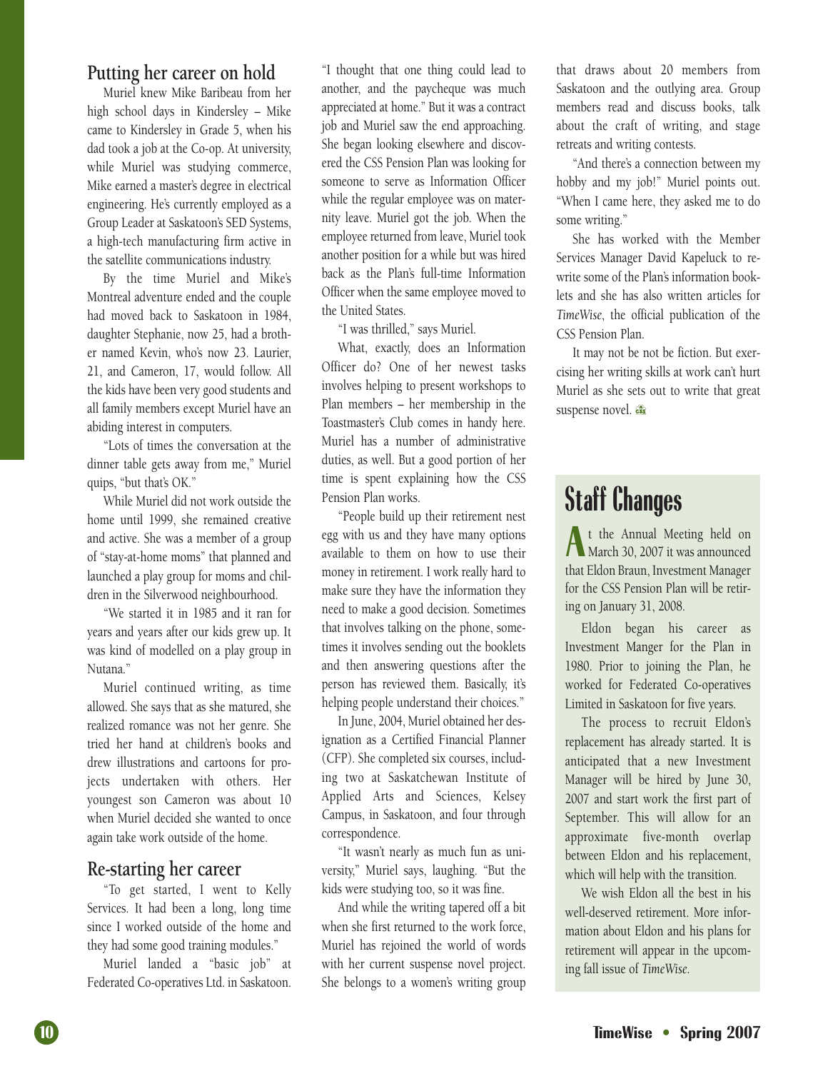## Putting her career on hold

Muriel knew Mike Baribeau from her high school days in Kindersley – Mike came to Kindersley in Grade 5, when his dad took a job at the Co-op. At university, while Muriel was studying commerce, Mike earned a master's degree in electrical engineering. He's currently employed as a Group Leader at Saskatoon's SED Systems, a high-tech manufacturing firm active in the satellite communications industry.

By the time Muriel and Mike's Montreal adventure ended and the couple had moved back to Saskatoon in 1984, daughter Stephanie, now 25, had a brother named Kevin, who's now 23. Laurier, 21, and Cameron, 17, would follow. All the kids have been very good students and all family members except Muriel have an abiding interest in computers.

"Lots of times the conversation at the dinner table gets away from me," Muriel quips, "but that's OK."

While Muriel did not work outside the home until 1999, she remained creative and active. She was a member of a group of "stay-at-home moms" that planned and launched a play group for moms and children in the Silverwood neighbourhood.

"We started it in 1985 and it ran for years and years after our kids grew up. It was kind of modelled on a play group in Nutana."

Muriel continued writing, as time allowed. She says that as she matured, she realized romance was not her genre. She tried her hand at children's books and drew illustrations and cartoons for projects undertaken with others. Her youngest son Cameron was about 10 when Muriel decided she wanted to once again take work outside of the home.

## Re-starting her career

"To get started, I went to Kelly Services. It had been a long, long time since I worked outside of the home and they had some good training modules."

Muriel landed a "basic job" at Federated Co-operatives Ltd. in Saskatoon. "I thought that one thing could lead to another, and the paycheque was much appreciated at home." But it was a contract job and Muriel saw the end approaching. She began looking elsewhere and discovered the CSS Pension Plan was looking for someone to serve as Information Officer while the regular employee was on maternity leave. Muriel got the job. When the employee returned from leave, Muriel took another position for a while but was hired back as the Plan's full-time Information Officer when the same employee moved to the United States.

"I was thrilled," says Muriel.

What, exactly, does an Information Officer do? One of her newest tasks involves helping to present workshops to Plan members – her membership in the Toastmaster's Club comes in handy here. Muriel has a number of administrative duties, as well. But a good portion of her time is spent explaining how the CSS Pension Plan works.

"People build up their retirement nest egg with us and they have many options available to them on how to use their money in retirement. I work really hard to make sure they have the information they need to make a good decision. Sometimes that involves talking on the phone, sometimes it involves sending out the booklets and then answering questions after the person has reviewed them. Basically, it's helping people understand their choices."

In June, 2004, Muriel obtained her designation as a Certified Financial Planner (CFP). She completed six courses, including two at Saskatchewan Institute of Applied Arts and Sciences, Kelsey Campus, in Saskatoon, and four through correspondence.

"It wasn't nearly as much fun as university," Muriel says, laughing. "But the kids were studying too, so it was fine.

And while the writing tapered off a bit when she first returned to the work force, Muriel has rejoined the world of words with her current suspense novel project. She belongs to a women's writing group that draws about 20 members from Saskatoon and the outlying area. Group members read and discuss books, talk about the craft of writing, and stage retreats and writing contests.

"And there's a connection between my hobby and my job!" Muriel points out. "When I came here, they asked me to do some writing."

She has worked with the Member Services Manager David Kapeluck to rewrite some of the Plan's information booklets and she has also written articles for *TimeWise*, the official publication of the CSS Pension Plan.

It may not be not be fiction. But exercising her writing skills at work can't hurt Muriel as she sets out to write that great suspense novel.

# Staff Changes

At the Annual Meeting held on March 30, 2007 it was announced that Eldon Braun, Investment Manager for the CSS Pension Plan will be retiring on January 31, 2008.

Eldon began his career as Investment Manger for the Plan in 1980. Prior to joining the Plan, he worked for Federated Co-operatives Limited in Saskatoon for five years.

The process to recruit Eldon's replacement has already started. It is anticipated that a new Investment Manager will be hired by June 30, 2007 and start work the first part of September. This will allow for an approximate five-month overlap between Eldon and his replacement, which will help with the transition.

We wish Eldon all the best in his well-deserved retirement. More information about Eldon and his plans for retirement will appear in the upcoming fall issue of *TimeWise*.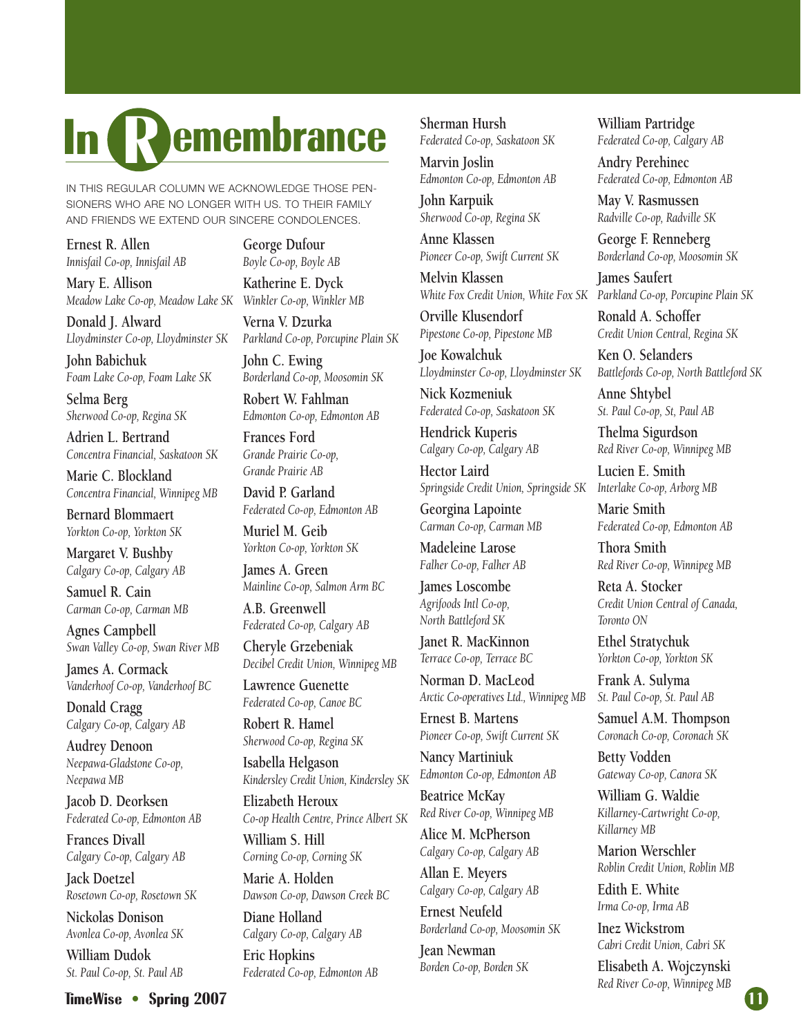# In Remembrance

IN THIS REGULAR COLUMN WE ACKNOWLEDGE THOSE PENSIONERS WHO ARE NO LONGER WITH US. TO THEIR FAMILY AND FRIENDS WE EXTEND OUR SINCERE CONDOLENCES.

Ernest R. Allen
*Innisfail Co-op, Innisfail AB*

Mary E. Allison
*Meadow Lake Co-op, Meadow Lake SK*

Donald J. Alward
*Lloydminster Co-op, Lloydminster SK*

John Babichuk
*Foam Lake Co-op, Foam Lake SK*

Selma Berg
*Sherwood Co-op, Regina SK*

Adrien L. Bertrand
*Concentra Financial, Saskatoon SK*

Marie C. Blockland
*Concentra Financial, Winnipeg MB*

Bernard Blommaert
*Yorkton Co-op, Yorkton SK*

Margaret V. Bushby
*Calgary Co-op, Calgary AB*

Samuel R. Cain
*Carman Co-op, Carman MB*

Agnes Campbell
*Swan Valley Co-op, Swan River MB*

James A. Cormack
*Vanderhoof Co-op, Vanderhoof BC*

Donald Cragg
*Calgary Co-op, Calgary AB*

Audrey Denoon
*Neepawa-Gladstone Co-op, Neepawa MB*

Jacob D. Deorksen
*Federated Co-op, Edmonton AB*

Frances Divall
*Calgary Co-op, Calgary AB*

Jack Doetzel
*Rosetown Co-op, Rosetown SK*

Nickolas Donison
*Avonlea Co-op, Avonlea SK*

William Dudok
*St. Paul Co-op, St. Paul AB*

George Dufour
*Boyle Co-op, Boyle AB*

Katherine E. Dyck
*Winkler Co-op, Winkler MB*

Verna V. Dzurka
*Parkland Co-op, Porcupine Plain SK*

John C. Ewing
*Borderland Co-op, Moosomin SK*

Robert W. Fahlman
*Edmonton Co-op, Edmonton AB*

Frances Ford
*Grande Prairie Co-op, Grande Prairie AB*

David P. Garland
*Federated Co-op, Edmonton AB*

Muriel M. Geib
*Yorkton Co-op, Yorkton SK*

James A. Green
*Mainline Co-op, Salmon Arm BC*

A.B. Greenwell
*Federated Co-op, Calgary AB*

Cheryle Grzebeniak
*Decibel Credit Union, Winnipeg MB*

Lawrence Guenette
*Federated Co-op, Canoe BC*

Robert R. Hamel
*Sherwood Co-op, Regina SK*

Isabella Helgason
*Kindersley Credit Union, Kindersley SK*

Elizabeth Heroux
*Co-op Health Centre, Prince Albert SK*

William S. Hill
*Corning Co-op, Corning SK*

Marie A. Holden
*Dawson Co-op, Dawson Creek BC*

Diane Holland
*Calgary Co-op, Calgary AB*

Eric Hopkins
*Federated Co-op, Edmonton AB*

Sherman Hursh
*Federated Co-op, Saskatoon SK*

Marvin Joslin
*Edmonton Co-op, Edmonton AB*

John Karpuik
*Sherwood Co-op, Regina SK*

Anne Klassen
*Pioneer Co-op, Swift Current SK*

Melvin Klassen
*White Fox Credit Union, White Fox SK*

Orville Klusendorf
*Pipestone Co-op, Pipestone MB*

Joe Kowalchuk
*Lloydminster Co-op, Lloydminster SK*

Nick Kozmeniuk
*Federated Co-op, Saskatoon SK*

Hendrick Kuperis
*Calgary Co-op, Calgary AB*

Hector Laird
*Springside Credit Union, Springside SK*

Georgina Lapointe
*Carman Co-op, Carman MB*

Madeleine Larose
*Falher Co-op, Falher AB*

James Loscombe
*Agrifoods Intl Co-op, North Battleford SK*

Janet R. MacKinnon
*Terrace Co-op, Terrace BC*

Norman D. MacLeod
*Arctic Co-operatives Ltd., Winnipeg MB*

Ernest B. Martens
*Pioneer Co-op, Swift Current SK*

Nancy Martiniuk
*Edmonton Co-op, Edmonton AB*

Beatrice McKay
*Red River Co-op, Winnipeg MB*

Alice M. McPherson
*Calgary Co-op, Calgary AB*

Allan E. Meyers
*Calgary Co-op, Calgary AB*

Ernest Neufeld
*Borderland Co-op, Moosomin SK*

Jean Newman
*Borden Co-op, Borden SK*

William Partridge
*Federated Co-op, Calgary AB*

Andry Perehinec
*Federated Co-op, Edmonton AB*

May V. Rasmussen
*Radville Co-op, Radville SK*

George F. Renneberg
*Borderland Co-op, Moosomin SK*

James Saufert
*Parkland Co-op, Porcupine Plain SK*

Ronald A. Schoffer
*Credit Union Central, Regina SK*

Ken O. Selanders
*Battlefords Co-op, North Battleford SK*

Anne Shtybel
*St. Paul Co-op, St, Paul AB*

Thelma Sigurdson
*Red River Co-op, Winnipeg MB*

Lucien E. Smith
*Interlake Co-op, Arborg MB*

Marie Smith
*Federated Co-op, Edmonton AB*

Thora Smith
*Red River Co-op, Winnipeg MB*

Reta A. Stocker
*Credit Union Central of Canada, Toronto ON*

Ethel Stratychuk
*Yorkton Co-op, Yorkton SK*

Frank A. Sulyma
*St. Paul Co-op, St. Paul AB*

Samuel A.M. Thompson
*Coronach Co-op, Coronach SK*

Betty Vodden
*Gateway Co-op, Canora SK*

William G. Waldie
*Killarney-Cartwright Co-op, Killarney MB*

Marion Werschler
*Roblin Credit Union, Roblin MB*

Edith E. White
*Irma Co-op, Irma AB*

Inez Wickstrom
*Cabri Credit Union, Cabri SK*

Elisabeth A. Wojczynski
*Red River Co-op, Winnipeg MB*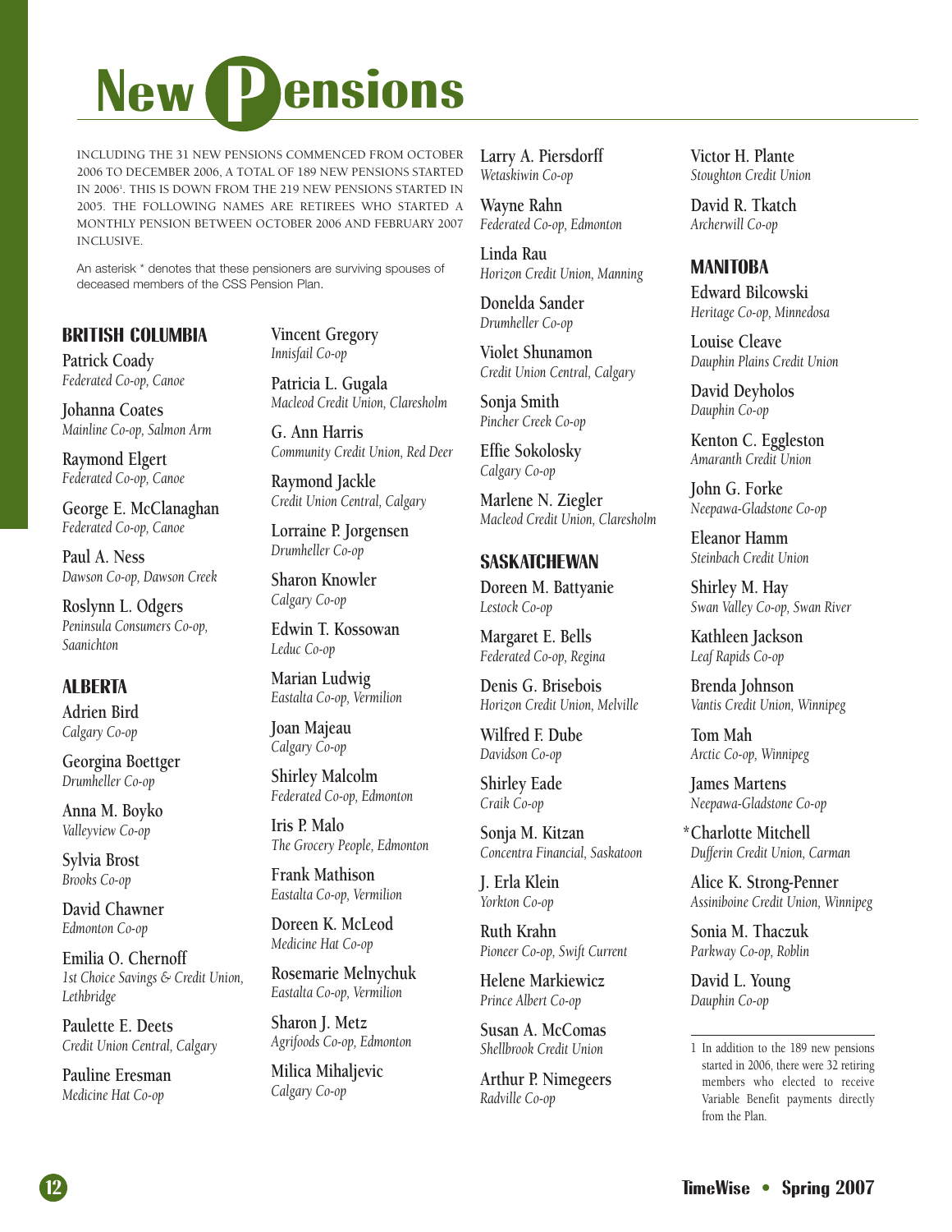# New Pensions

INCLUDING THE 31 NEW PENSIONS COMMENCED FROM OCTOBER 2006 TO DECEMBER 2006, A TOTAL OF 189 NEW PENSIONS STARTED IN 2006[1]. THIS IS DOWN FROM THE 219 NEW PENSIONS STARTED IN 2005. THE FOLLOWING NAMES ARE RETIREES WHO STARTED A MONTHLY PENSION BETWEEN OCTOBER 2006 AND FEBRUARY 2007 INCLUSIVE.

An asterisk * denotes that these pensioners are surviving spouses of deceased members of the CSS Pension Plan.

## BRITISH COLUMBIA

Patrick Coady
*Federated Co-op, Canoe*

Johanna Coates
*Mainline Co-op, Salmon Arm*

Raymond Elgert
*Federated Co-op, Canoe*

George E. McClanaghan
*Federated Co-op, Canoe*

Paul A. Ness
*Dawson Co-op, Dawson Creek*

Roslynn L. Odgers
*Peninsula Consumers Co-op, Saanichton*

## ALBERTA

Adrien Bird
*Calgary Co-op*

Georgina Boettger
*Drumheller Co-op*

Anna M. Boyko
*Valleyview Co-op*

Sylvia Brost
*Brooks Co-op*

David Chawner
*Edmonton Co-op*

Emilia O. Chernoff
*1st Choice Savings & Credit Union, Lethbridge*

Paulette E. Deets
*Credit Union Central, Calgary*

Pauline Eresman
*Medicine Hat Co-op*

Vincent Gregory
*Innisfail Co-op*

Patricia L. Gugala
*Macleod Credit Union, Claresholm*

G. Ann Harris
*Community Credit Union, Red Deer*

Raymond Jackle
*Credit Union Central, Calgary*

Lorraine P. Jorgensen
*Drumheller Co-op*

Sharon Knowler
*Calgary Co-op*

Edwin T. Kossowan
*Leduc Co-op*

Marian Ludwig
*Eastalta Co-op, Vermilion*

Joan Majeau
*Calgary Co-op*

Shirley Malcolm
*Federated Co-op, Edmonton*

Iris P. Malo
*The Grocery People, Edmonton*

Frank Mathison
*Eastalta Co-op, Vermilion*

Doreen K. McLeod
*Medicine Hat Co-op*

Rosemarie Melnychuk
*Eastalta Co-op, Vermilion*

Sharon J. Metz
*Agrifoods Co-op, Edmonton*

Milica Mihaljevic
*Calgary Co-op*

Larry A. Piersdorff
*Wetaskiwin Co-op*

Wayne Rahn
*Federated Co-op, Edmonton*

Linda Rau
*Horizon Credit Union, Manning*

Donelda Sander
*Drumheller Co-op*

Violet Shunamon
*Credit Union Central, Calgary*

Sonja Smith
*Pincher Creek Co-op*

Effie Sokolosky
*Calgary Co-op*

Marlene N. Ziegler
*Macleod Credit Union, Claresholm*

## SASKATCHEWAN

Doreen M. Battyanie
*Lestock Co-op*

Margaret E. Bells
*Federated Co-op, Regina*

Denis G. Brisebois
*Horizon Credit Union, Melville*

Wilfred F. Dube
*Davidson Co-op*

Shirley Eade
*Craik Co-op*

Sonja M. Kitzan
*Concentra Financial, Saskatoon*

J. Erla Klein
*Yorkton Co-op*

Ruth Krahn
*Pioneer Co-op, Swift Current*

Helene Markiewicz
*Prince Albert Co-op*

Susan A. McComas
*Shellbrook Credit Union*

Arthur P. Nimegeers
*Radville Co-op*

Victor H. Plante
*Stoughton Credit Union*

David R. Tkatch
*Archerwill Co-op*

## MANITOBA

Edward Bilcowski
*Heritage Co-op, Minnedosa*

Louise Cleave
*Dauphin Plains Credit Union*

David Deyholos
*Dauphin Co-op*

Kenton C. Eggleston
*Amaranth Credit Union*

John G. Forke
*Neepawa-Gladstone Co-op*

Eleanor Hamm
*Steinbach Credit Union*

Shirley M. Hay
*Swan Valley Co-op, Swan River*

Kathleen Jackson
*Leaf Rapids Co-op*

Brenda Johnson
*Vantis Credit Union, Winnipeg*

Tom Mah
*Arctic Co-op, Winnipeg*

James Martens
*Neepawa-Gladstone Co-op*

*Charlotte Mitchell
*Dufferin Credit Union, Carman*

Alice K. Strong-Penner
*Assiniboine Credit Union, Winnipeg*

Sonia M. Thaczuk
*Parkway Co-op, Roblin*

David L. Young
*Dauphin Co-op*

---

1 In addition to the 189 new pensions started in 2006, there were 32 retiring members who elected to receive Variable Benefit payments directly from the Plan.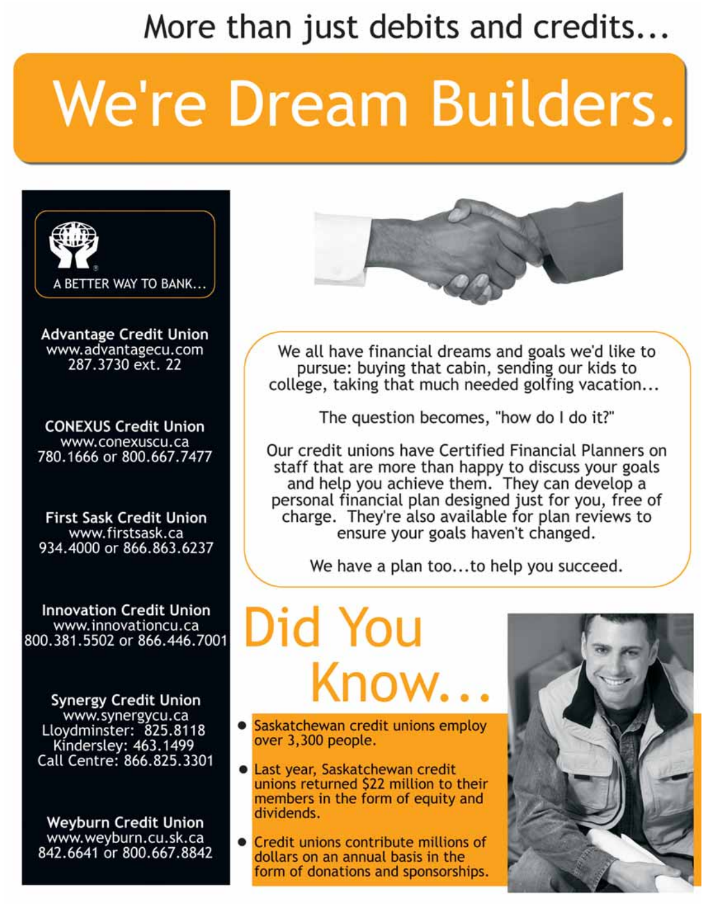More than just debits and credits...

# We're Dream Builders.

A BETTER WAY TO BANK...

**Advantage Credit Union**
www.advantagecu.com
287.3730 ext. 22

**CONEXUS Credit Union**
www.conexuscu.ca
780.1666 or 800.667.7477

**First Sask Credit Union**
www.firstsask.ca
934.4000 or 866.863.6237

**Innovation Credit Union**
www.innovationcu.ca
800.381.5502 or 866.446.7001

**Synergy Credit Union**
www.synergycu.ca
Lloydminster: 825.8118
Kindersley: 463.1499
Call Centre: 866.825.3301

**Weyburn Credit Union**
www.weyburn.cu.sk.ca
842.6641 or 800.667.8842

We all have financial dreams and goals we'd like to pursue: buying that cabin, sending our kids to college, taking that much needed golfing vacation...

The question becomes, "how do I do it?"

Our credit unions have Certified Financial Planners on staff that are more than happy to discuss your goals and help you achieve them. They can develop a personal financial plan designed just for you, free of charge. They're also available for plan reviews to ensure your goals haven't changed.

We have a plan too...to help you succeed.

## Did You Know...

- Saskatchewan credit unions employ over 3,300 people.
- Last year, Saskatchewan credit unions returned $22 million to their members in the form of equity and dividends.
- Credit unions contribute millions of dollars on an annual basis in the form of donations and sponsorships.